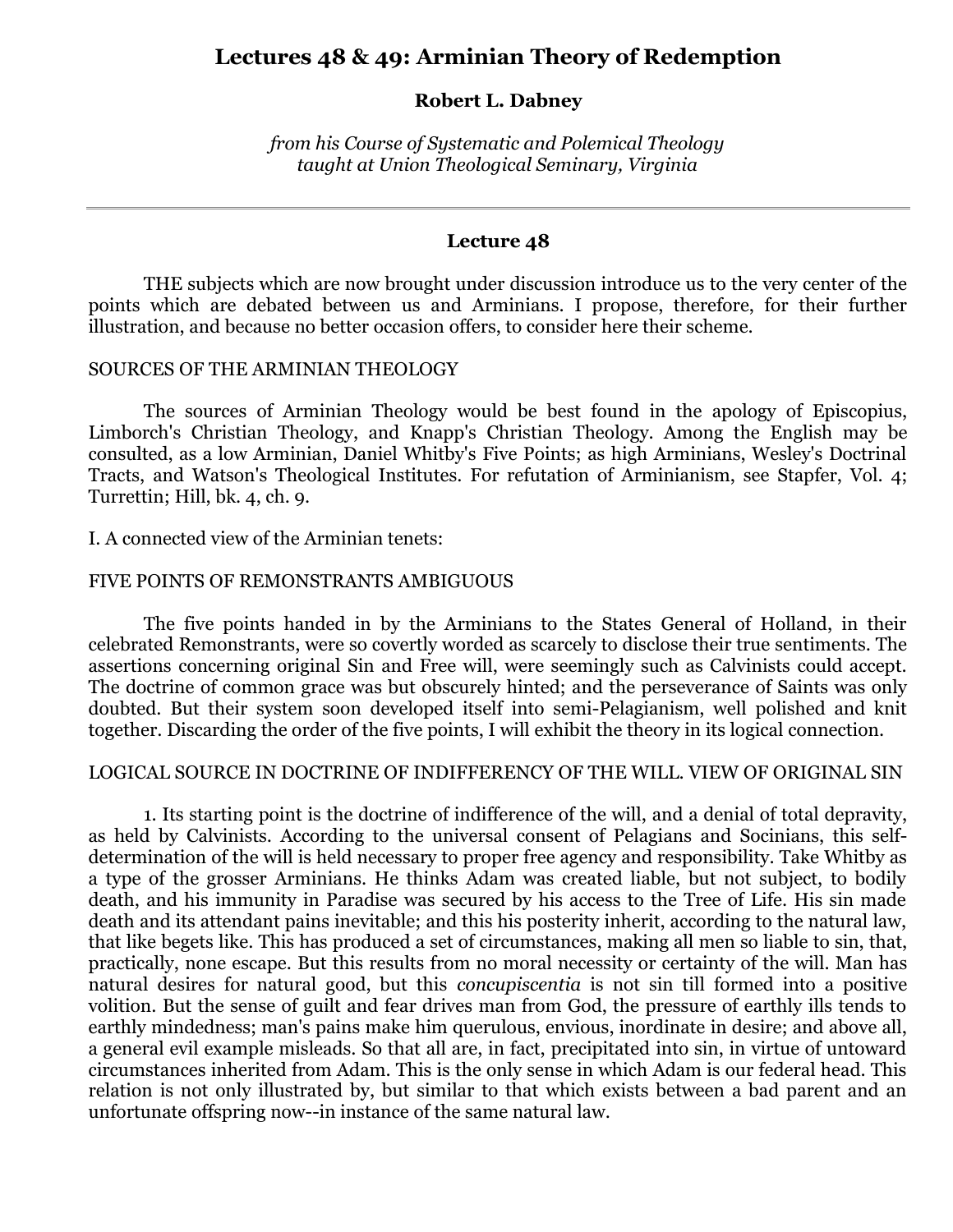# Lectures 48 & 49: Arminian Theory of Redemption

**Robert L. Dabney**

*from his Course of Systematic and Polemical Theology*
*taught at Union Theological Seminary, Virginia*

---

## Lecture 48

THE subjects which are now brought under discussion introduce us to the very center of the points which are debated between us and Arminians. I propose, therefore, for their further illustration, and because no better occasion offers, to consider here their scheme.

SOURCES OF THE ARMINIAN THEOLOGY

The sources of Arminian Theology would be best found in the apology of Episcopius, Limborch's Christian Theology, and Knapp's Christian Theology. Among the English may be consulted, as a low Arminian, Daniel Whitby's Five Points; as high Arminians, Wesley's Doctrinal Tracts, and Watson's Theological Institutes. For refutation of Arminianism, see Stapfer, Vol. 4; Turrettin; Hill, bk. 4, ch. 9.

I. A connected view of the Arminian tenets:

FIVE POINTS OF REMONSTRANTS AMBIGUOUS

The five points handed in by the Arminians to the States General of Holland, in their celebrated Remonstrants, were so covertly worded as scarcely to disclose their true sentiments. The assertions concerning original Sin and Free will, were seemingly such as Calvinists could accept. The doctrine of common grace was but obscurely hinted; and the perseverance of Saints was only doubted. But their system soon developed itself into semi-Pelagianism, well polished and knit together. Discarding the order of the five points, I will exhibit the theory in its logical connection.

LOGICAL SOURCE IN DOCTRINE OF INDIFFERENCY OF THE WILL. VIEW OF ORIGINAL SIN

1. Its starting point is the doctrine of indifference of the will, and a denial of total depravity, as held by Calvinists. According to the universal consent of Pelagians and Socinians, this self-determination of the will is held necessary to proper free agency and responsibility. Take Whitby as a type of the grosser Arminians. He thinks Adam was created liable, but not subject, to bodily death, and his immunity in Paradise was secured by his access to the Tree of Life. His sin made death and its attendant pains inevitable; and this his posterity inherit, according to the natural law, that like begets like. This has produced a set of circumstances, making all men so liable to sin, that, practically, none escape. But this results from no moral necessity or certainty of the will. Man has natural desires for natural good, but this *concupiscentia* is not sin till formed into a positive volition. But the sense of guilt and fear drives man from God, the pressure of earthly ills tends to earthly mindedness; man's pains make him querulous, envious, inordinate in desire; and above all, a general evil example misleads. So that all are, in fact, precipitated into sin, in virtue of untoward circumstances inherited from Adam. This is the only sense in which Adam is our federal head. This relation is not only illustrated by, but similar to that which exists between a bad parent and an unfortunate offspring now--in instance of the same natural law.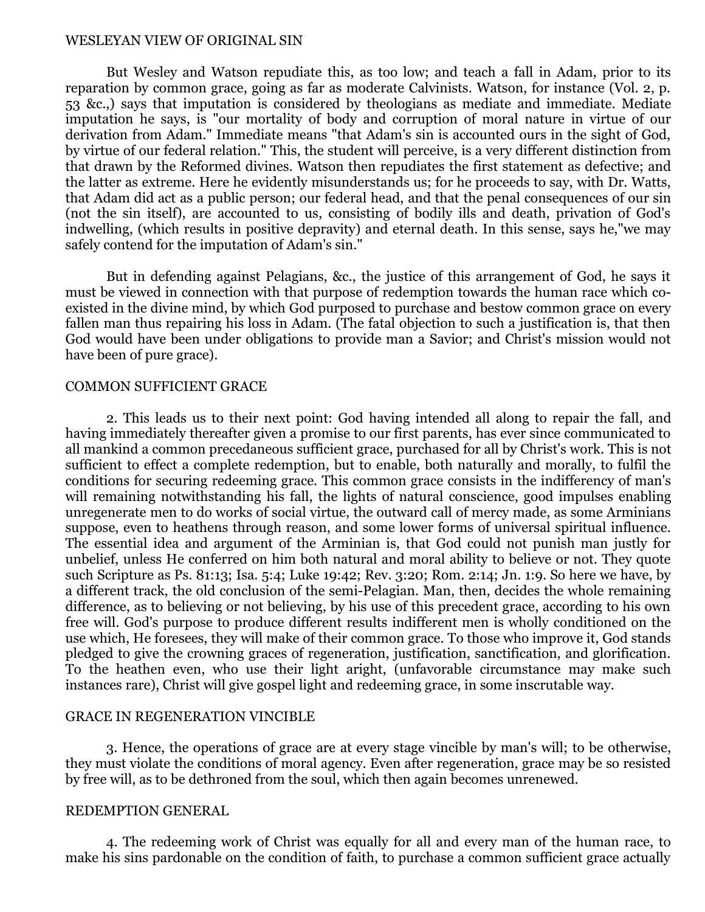## WESLEYAN VIEW OF ORIGINAL SIN

But Wesley and Watson repudiate this, as too low; and teach a fall in Adam, prior to its reparation by common grace, going as far as moderate Calvinists. Watson, for instance (Vol. 2, p. 53 &c.,) says that imputation is considered by theologians as mediate and immediate. Mediate imputation he says, is "our mortality of body and corruption of moral nature in virtue of our derivation from Adam." Immediate means "that Adam's sin is accounted ours in the sight of God, by virtue of our federal relation." This, the student will perceive, is a very different distinction from that drawn by the Reformed divines. Watson then repudiates the first statement as defective; and the latter as extreme. Here he evidently misunderstands us; for he proceeds to say, with Dr. Watts, that Adam did act as a public person; our federal head, and that the penal consequences of our sin (not the sin itself), are accounted to us, consisting of bodily ills and death, privation of God's indwelling, (which results in positive depravity) and eternal death. In this sense, says he,"we may safely contend for the imputation of Adam's sin."

But in defending against Pelagians, &c., the justice of this arrangement of God, he says it must be viewed in connection with that purpose of redemption towards the human race which co-existed in the divine mind, by which God purposed to purchase and bestow common grace on every fallen man thus repairing his loss in Adam. (The fatal objection to such a justification is, that then God would have been under obligations to provide man a Savior; and Christ's mission would not have been of pure grace).

## COMMON SUFFICIENT GRACE

2. This leads us to their next point: God having intended all along to repair the fall, and having immediately thereafter given a promise to our first parents, has ever since communicated to all mankind a common precedaneous sufficient grace, purchased for all by Christ's work. This is not sufficient to effect a complete redemption, but to enable, both naturally and morally, to fulfil the conditions for securing redeeming grace. This common grace consists in the indifferency of man's will remaining notwithstanding his fall, the lights of natural conscience, good impulses enabling unregenerate men to do works of social virtue, the outward call of mercy made, as some Arminians suppose, even to heathens through reason, and some lower forms of universal spiritual influence. The essential idea and argument of the Arminian is, that God could not punish man justly for unbelief, unless He conferred on him both natural and moral ability to believe or not. They quote such Scripture as Ps. 81:13; Isa. 5:4; Luke 19:42; Rev. 3:20; Rom. 2:14; Jn. 1:9. So here we have, by a different track, the old conclusion of the semi-Pelagian. Man, then, decides the whole remaining difference, as to believing or not believing, by his use of this precedent grace, according to his own free will. God's purpose to produce different results indifferent men is wholly conditioned on the use which, He foresees, they will make of their common grace. To those who improve it, God stands pledged to give the crowning graces of regeneration, justification, sanctification, and glorification. To the heathen even, who use their light aright, (unfavorable circumstance may make such instances rare), Christ will give gospel light and redeeming grace, in some inscrutable way.

## GRACE IN REGENERATION VINCIBLE

3. Hence, the operations of grace are at every stage vincible by man's will; to be otherwise, they must violate the conditions of moral agency. Even after regeneration, grace may be so resisted by free will, as to be dethroned from the soul, which then again becomes unrenewed.

## REDEMPTION GENERAL

4. The redeeming work of Christ was equally for all and every man of the human race, to make his sins pardonable on the condition of faith, to purchase a common sufficient grace actually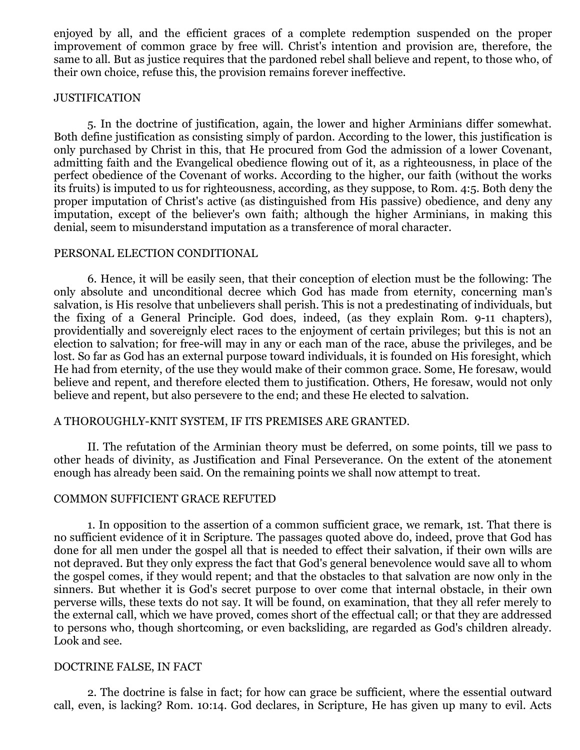enjoyed by all, and the efficient graces of a complete redemption suspended on the proper improvement of common grace by free will. Christ's intention and provision are, therefore, the same to all. But as justice requires that the pardoned rebel shall believe and repent, to those who, of their own choice, refuse this, the provision remains forever ineffective.

## JUSTIFICATION

5. In the doctrine of justification, again, the lower and higher Arminians differ somewhat. Both define justification as consisting simply of pardon. According to the lower, this justification is only purchased by Christ in this, that He procured from God the admission of a lower Covenant, admitting faith and the Evangelical obedience flowing out of it, as a righteousness, in place of the perfect obedience of the Covenant of works. According to the higher, our faith (without the works its fruits) is imputed to us for righteousness, according, as they suppose, to Rom. 4:5. Both deny the proper imputation of Christ's active (as distinguished from His passive) obedience, and deny any imputation, except of the believer's own faith; although the higher Arminians, in making this denial, seem to misunderstand imputation as a transference of moral character.

## PERSONAL ELECTION CONDITIONAL

6. Hence, it will be easily seen, that their conception of election must be the following: The only absolute and unconditional decree which God has made from eternity, concerning man's salvation, is His resolve that unbelievers shall perish. This is not a predestinating of individuals, but the fixing of a General Principle. God does, indeed, (as they explain Rom. 9-11 chapters), providentially and sovereignly elect races to the enjoyment of certain privileges; but this is not an election to salvation; for free-will may in any or each man of the race, abuse the privileges, and be lost. So far as God has an external purpose toward individuals, it is founded on His foresight, which He had from eternity, of the use they would make of their common grace. Some, He foresaw, would believe and repent, and therefore elected them to justification. Others, He foresaw, would not only believe and repent, but also persevere to the end; and these He elected to salvation.

## A THOROUGHLY-KNIT SYSTEM, IF ITS PREMISES ARE GRANTED.

II. The refutation of the Arminian theory must be deferred, on some points, till we pass to other heads of divinity, as Justification and Final Perseverance. On the extent of the atonement enough has already been said. On the remaining points we shall now attempt to treat.

## COMMON SUFFICIENT GRACE REFUTED

1. In opposition to the assertion of a common sufficient grace, we remark, 1st. That there is no sufficient evidence of it in Scripture. The passages quoted above do, indeed, prove that God has done for all men under the gospel all that is needed to effect their salvation, if their own wills are not depraved. But they only express the fact that God's general benevolence would save all to whom the gospel comes, if they would repent; and that the obstacles to that salvation are now only in the sinners. But whether it is God's secret purpose to over come that internal obstacle, in their own perverse wills, these texts do not say. It will be found, on examination, that they all refer merely to the external call, which we have proved, comes short of the effectual call; or that they are addressed to persons who, though shortcoming, or even backsliding, are regarded as God's children already. Look and see.

## DOCTRINE FALSE, IN FACT

2. The doctrine is false in fact; for how can grace be sufficient, where the essential outward call, even, is lacking? Rom. 10:14. God declares, in Scripture, He has given up many to evil. Acts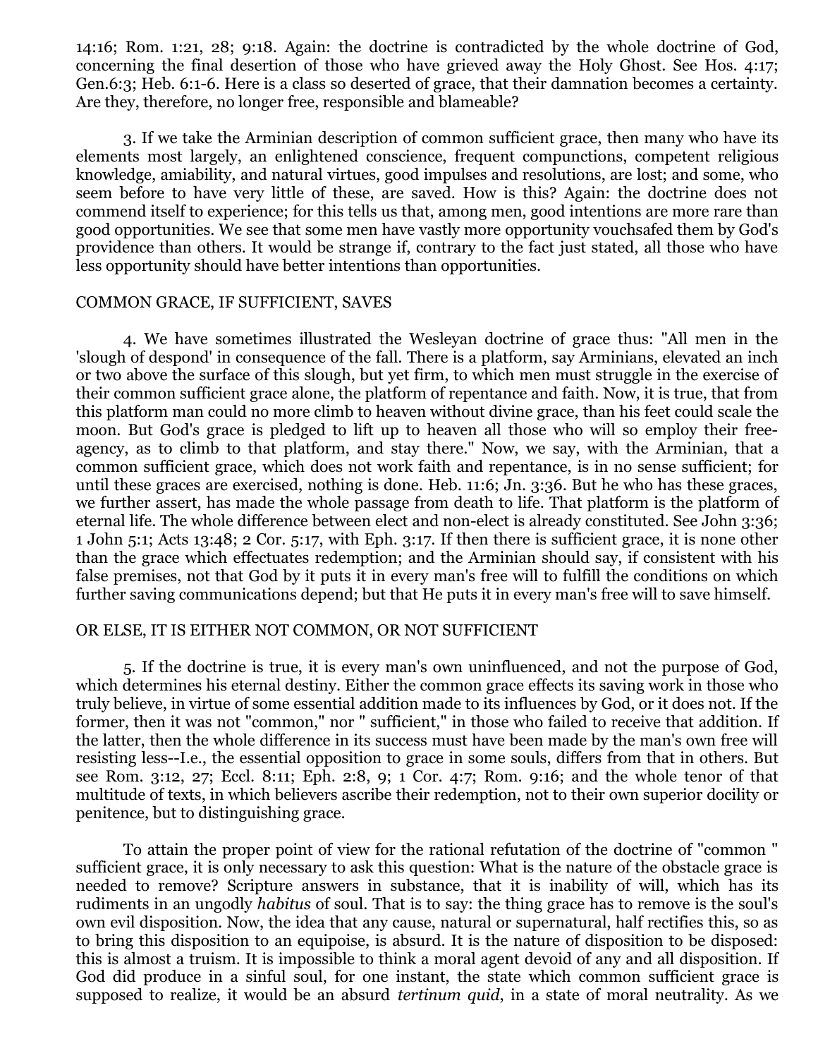14:16; Rom. 1:21, 28; 9:18. Again: the doctrine is contradicted by the whole doctrine of God, concerning the final desertion of those who have grieved away the Holy Ghost. See Hos. 4:17; Gen.6:3; Heb. 6:1-6. Here is a class so deserted of grace, that their damnation becomes a certainty. Are they, therefore, no longer free, responsible and blameable?

3. If we take the Arminian description of common sufficient grace, then many who have its elements most largely, an enlightened conscience, frequent compunctions, competent religious knowledge, amiability, and natural virtues, good impulses and resolutions, are lost; and some, who seem before to have very little of these, are saved. How is this? Again: the doctrine does not commend itself to experience; for this tells us that, among men, good intentions are more rare than good opportunities. We see that some men have vastly more opportunity vouchsafed them by God's providence than others. It would be strange if, contrary to the fact just stated, all those who have less opportunity should have better intentions than opportunities.

## COMMON GRACE, IF SUFFICIENT, SAVES

4. We have sometimes illustrated the Wesleyan doctrine of grace thus: "All men in the 'slough of despond' in consequence of the fall. There is a platform, say Arminians, elevated an inch or two above the surface of this slough, but yet firm, to which men must struggle in the exercise of their common sufficient grace alone, the platform of repentance and faith. Now, it is true, that from this platform man could no more climb to heaven without divine grace, than his feet could scale the moon. But God's grace is pledged to lift up to heaven all those who will so employ their free-agency, as to climb to that platform, and stay there." Now, we say, with the Arminian, that a common sufficient grace, which does not work faith and repentance, is in no sense sufficient; for until these graces are exercised, nothing is done. Heb. 11:6; Jn. 3:36. But he who has these graces, we further assert, has made the whole passage from death to life. That platform is the platform of eternal life. The whole difference between elect and non-elect is already constituted. See John 3:36; 1 John 5:1; Acts 13:48; 2 Cor. 5:17, with Eph. 3:17. If then there is sufficient grace, it is none other than the grace which effectuates redemption; and the Arminian should say, if consistent with his false premises, not that God by it puts it in every man's free will to fulfill the conditions on which further saving communications depend; but that He puts it in every man's free will to save himself.

## OR ELSE, IT IS EITHER NOT COMMON, OR NOT SUFFICIENT

5. If the doctrine is true, it is every man's own uninfluenced, and not the purpose of God, which determines his eternal destiny. Either the common grace effects its saving work in those who truly believe, in virtue of some essential addition made to its influences by God, or it does not. If the former, then it was not "common," nor " sufficient," in those who failed to receive that addition. If the latter, then the whole difference in its success must have been made by the man's own free will resisting less--I.e., the essential opposition to grace in some souls, differs from that in others. But see Rom. 3:12, 27; Eccl. 8:11; Eph. 2:8, 9; 1 Cor. 4:7; Rom. 9:16; and the whole tenor of that multitude of texts, in which believers ascribe their redemption, not to their own superior docility or penitence, but to distinguishing grace.

To attain the proper point of view for the rational refutation of the doctrine of "common " sufficient grace, it is only necessary to ask this question: What is the nature of the obstacle grace is needed to remove? Scripture answers in substance, that it is inability of will, which has its rudiments in an ungodly *habitus* of soul. That is to say: the thing grace has to remove is the soul's own evil disposition. Now, the idea that any cause, natural or supernatural, half rectifies this, so as to bring this disposition to an equipoise, is absurd. It is the nature of disposition to be disposed: this is almost a truism. It is impossible to think a moral agent devoid of any and all disposition. If God did produce in a sinful soul, for one instant, the state which common sufficient grace is supposed to realize, it would be an absurd *tertinum quid*, in a state of moral neutrality. As we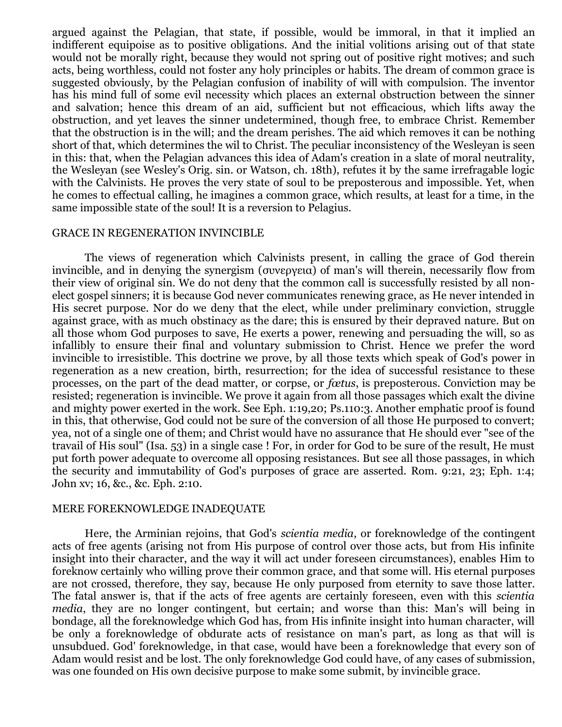argued against the Pelagian, that state, if possible, would be immoral, in that it implied an indifferent equipoise as to positive obligations. And the initial volitions arising out of that state would not be morally right, because they would not spring out of positive right motives; and such acts, being worthless, could not foster any holy principles or habits. The dream of common grace is suggested obviously, by the Pelagian confusion of inability of will with compulsion. The inventor has his mind full of some evil necessity which places an external obstruction between the sinner and salvation; hence this dream of an aid, sufficient but not efficacious, which lifts away the obstruction, and yet leaves the sinner undetermined, though free, to embrace Christ. Remember that the obstruction is in the will; and the dream perishes. The aid which removes it can be nothing short of that, which determines the wil to Christ. The peculiar inconsistency of the Wesleyan is seen in this: that, when the Pelagian advances this idea of Adam's creation in a slate of moral neutrality, the Wesleyan (see Wesley's Orig. sin. or Watson, ch. 18th), refutes it by the same irrefragable logic with the Calvinists. He proves the very state of soul to be preposterous and impossible. Yet, when he comes to effectual calling, he imagines a common grace, which results, at least for a time, in the same impossible state of the soul! It is a reversion to Pelagius.

## GRACE IN REGENERATION INVINCIBLE

The views of regeneration which Calvinists present, in calling the grace of God therein invincible, and in denying the synergism (συνεργεια) of man's will therein, necessarily flow from their view of original sin. We do not deny that the common call is successfully resisted by all non-elect gospel sinners; it is because God never communicates renewing grace, as He never intended in His secret purpose. Nor do we deny that the elect, while under preliminary conviction, struggle against grace, with as much obstinacy as the dare; this is ensured by their depraved nature. But on all those whom God purposes to save, He exerts a power, renewing and persuading the will, so as infallibly to ensure their final and voluntary submission to Christ. Hence we prefer the word invincible to irresistible. This doctrine we prove, by all those texts which speak of God's power in regeneration as a new creation, birth, resurrection; for the idea of successful resistance to these processes, on the part of the dead matter, or corpse, or *fœtus*, is preposterous. Conviction may be resisted; regeneration is invincible. We prove it again from all those passages which exalt the divine and mighty power exerted in the work. See Eph. 1:19,20; Ps.110:3. Another emphatic proof is found in this, that otherwise, God could not be sure of the conversion of all those He purposed to convert; yea, not of a single one of them; and Christ would have no assurance that He should ever "see of the travail of His soul" (Isa. 53) in a single case ! For, in order for God to be sure of the result, He must put forth power adequate to overcome all opposing resistances. But see all those passages, in which the security and immutability of God's purposes of grace are asserted. Rom. 9:21, 23; Eph. 1:4; John xv; 16, &c., &c. Eph. 2:10.

## MERE FOREKNOWLEDGE INADEQUATE

Here, the Arminian rejoins, that God's *scientia media*, or foreknowledge of the contingent acts of free agents (arising not from His purpose of control over those acts, but from His infinite insight into their character, and the way it will act under foreseen circumstances), enables Him to foreknow certainly who willing prove their common grace, and that some will. His eternal purposes are not crossed, therefore, they say, because He only purposed from eternity to save those latter. The fatal answer is, that if the acts of free agents are certainly foreseen, even with this *scientia media*, they are no longer contingent, but certain; and worse than this: Man's will being in bondage, all the foreknowledge which God has, from His infinite insight into human character, will be only a foreknowledge of obdurate acts of resistance on man's part, as long as that will is unsubdued. God' foreknowledge, in that case, would have been a foreknowledge that every son of Adam would resist and be lost. The only foreknowledge God could have, of any cases of submission, was one founded on His own decisive purpose to make some submit, by invincible grace.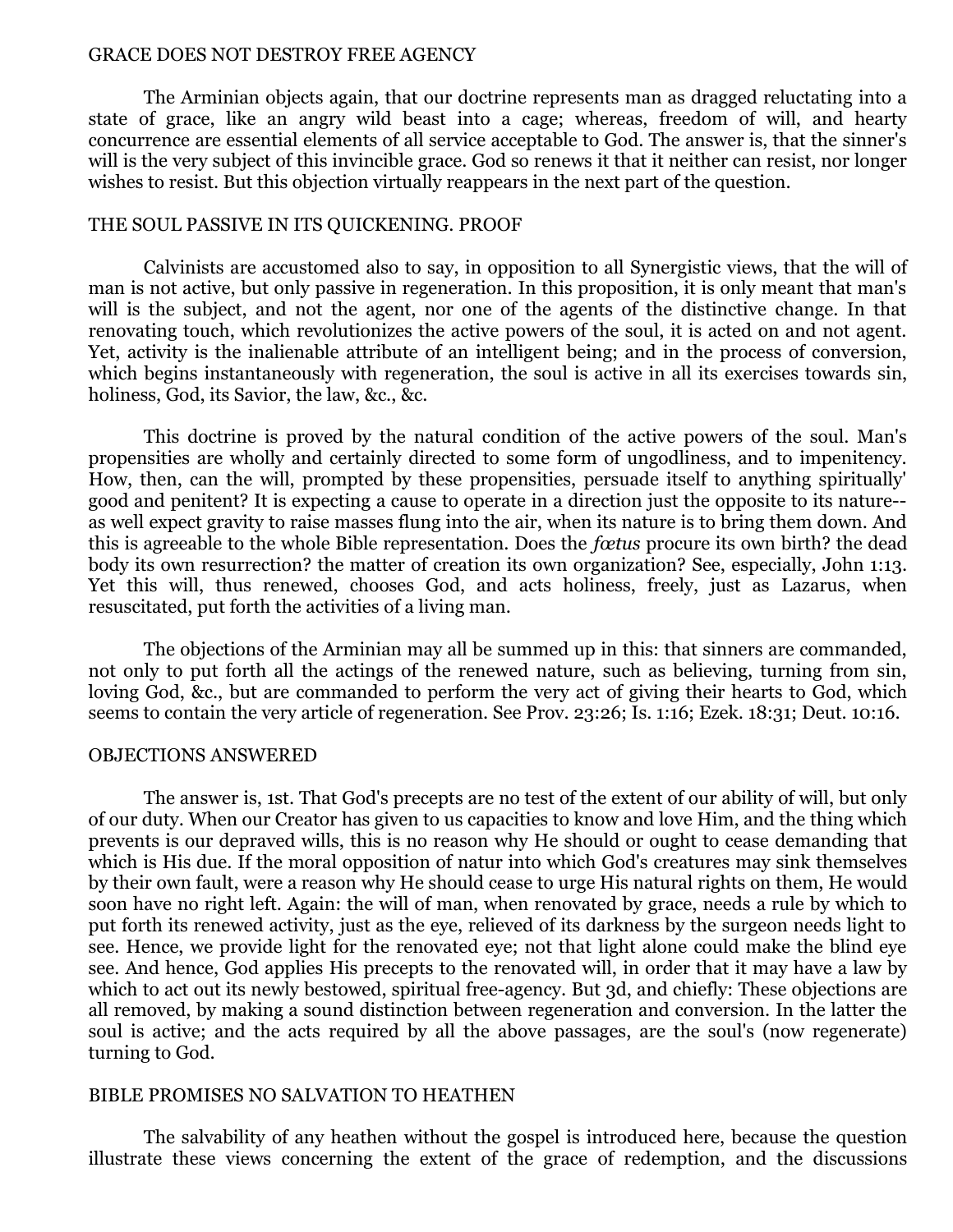## GRACE DOES NOT DESTROY FREE AGENCY

The Arminian objects again, that our doctrine represents man as dragged reluctating into a state of grace, like an angry wild beast into a cage; whereas, freedom of will, and hearty concurrence are essential elements of all service acceptable to God. The answer is, that the sinner's will is the very subject of this invincible grace. God so renews it that it neither can resist, nor longer wishes to resist. But this objection virtually reappears in the next part of the question.

## THE SOUL PASSIVE IN ITS QUICKENING. PROOF

Calvinists are accustomed also to say, in opposition to all Synergistic views, that the will of man is not active, but only passive in regeneration. In this proposition, it is only meant that man's will is the subject, and not the agent, nor one of the agents of the distinctive change. In that renovating touch, which revolutionizes the active powers of the soul, it is acted on and not agent. Yet, activity is the inalienable attribute of an intelligent being; and in the process of conversion, which begins instantaneously with regeneration, the soul is active in all its exercises towards sin, holiness, God, its Savior, the law, &c., &c.

This doctrine is proved by the natural condition of the active powers of the soul. Man's propensities are wholly and certainly directed to some form of ungodliness, and to impenitency. How, then, can the will, prompted by these propensities, persuade itself to anything spiritually' good and penitent? It is expecting a cause to operate in a direction just the opposite to its nature--as well expect gravity to raise masses flung into the air, when its nature is to bring them down. And this is agreeable to the whole Bible representation. Does the *fœtus* procure its own birth? the dead body its own resurrection? the matter of creation its own organization? See, especially, John 1:13. Yet this will, thus renewed, chooses God, and acts holiness, freely, just as Lazarus, when resuscitated, put forth the activities of a living man.

The objections of the Arminian may all be summed up in this: that sinners are commanded, not only to put forth all the actings of the renewed nature, such as believing, turning from sin, loving God, &c., but are commanded to perform the very act of giving their hearts to God, which seems to contain the very article of regeneration. See Prov. 23:26; Is. 1:16; Ezek. 18:31; Deut. 10:16.

## OBJECTIONS ANSWERED

The answer is, 1st. That God's precepts are no test of the extent of our ability of will, but only of our duty. When our Creator has given to us capacities to know and love Him, and the thing which prevents is our depraved wills, this is no reason why He should or ought to cease demanding that which is His due. If the moral opposition of natur into which God's creatures may sink themselves by their own fault, were a reason why He should cease to urge His natural rights on them, He would soon have no right left. Again: the will of man, when renovated by grace, needs a rule by which to put forth its renewed activity, just as the eye, relieved of its darkness by the surgeon needs light to see. Hence, we provide light for the renovated eye; not that light alone could make the blind eye see. And hence, God applies His precepts to the renovated will, in order that it may have a law by which to act out its newly bestowed, spiritual free-agency. But 3d, and chiefly: These objections are all removed, by making a sound distinction between regeneration and conversion. In the latter the soul is active; and the acts required by all the above passages, are the soul's (now regenerate) turning to God.

## BIBLE PROMISES NO SALVATION TO HEATHEN

The salvability of any heathen without the gospel is introduced here, because the question illustrate these views concerning the extent of the grace of redemption, and the discussions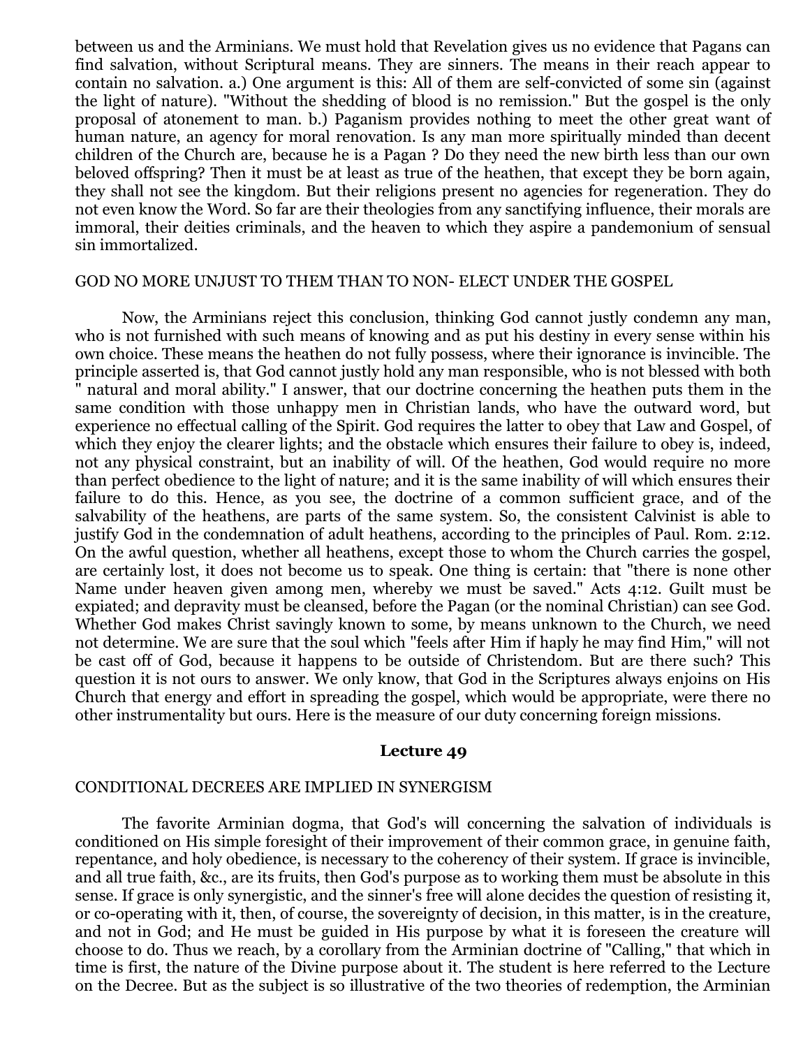between us and the Arminians. We must hold that Revelation gives us no evidence that Pagans can find salvation, without Scriptural means. They are sinners. The means in their reach appear to contain no salvation. a.) One argument is this: All of them are self-convicted of some sin (against the light of nature). "Without the shedding of blood is no remission." But the gospel is the only proposal of atonement to man. b.) Paganism provides nothing to meet the other great want of human nature, an agency for moral renovation. Is any man more spiritually minded than decent children of the Church are, because he is a Pagan ? Do they need the new birth less than our own beloved offspring? Then it must be at least as true of the heathen, that except they be born again, they shall not see the kingdom. But their religions present no agencies for regeneration. They do not even know the Word. So far are their theologies from any sanctifying influence, their morals are immoral, their deities criminals, and the heaven to which they aspire a pandemonium of sensual sin immortalized.

GOD NO MORE UNJUST TO THEM THAN TO NON- ELECT UNDER THE GOSPEL

Now, the Arminians reject this conclusion, thinking God cannot justly condemn any man, who is not furnished with such means of knowing and as put his destiny in every sense within his own choice. These means the heathen do not fully possess, where their ignorance is invincible. The principle asserted is, that God cannot justly hold any man responsible, who is not blessed with both " natural and moral ability." I answer, that our doctrine concerning the heathen puts them in the same condition with those unhappy men in Christian lands, who have the outward word, but experience no effectual calling of the Spirit. God requires the latter to obey that Law and Gospel, of which they enjoy the clearer lights; and the obstacle which ensures their failure to obey is, indeed, not any physical constraint, but an inability of will. Of the heathen, God would require no more than perfect obedience to the light of nature; and it is the same inability of will which ensures their failure to do this. Hence, as you see, the doctrine of a common sufficient grace, and of the salvability of the heathens, are parts of the same system. So, the consistent Calvinist is able to justify God in the condemnation of adult heathens, according to the principles of Paul. Rom. 2:12. On the awful question, whether all heathens, except those to whom the Church carries the gospel, are certainly lost, it does not become us to speak. One thing is certain: that "there is none other Name under heaven given among men, whereby we must be saved." Acts 4:12. Guilt must be expiated; and depravity must be cleansed, before the Pagan (or the nominal Christian) can see God. Whether God makes Christ savingly known to some, by means unknown to the Church, we need not determine. We are sure that the soul which "feels after Him if haply he may find Him," will not be cast off of God, because it happens to be outside of Christendom. But are there such? This question it is not ours to answer. We only know, that God in the Scriptures always enjoins on His Church that energy and effort in spreading the gospel, which would be appropriate, were there no other instrumentality but ours. Here is the measure of our duty concerning foreign missions.

## Lecture 49

CONDITIONAL DECREES ARE IMPLIED IN SYNERGISM

The favorite Arminian dogma, that God's will concerning the salvation of individuals is conditioned on His simple foresight of their improvement of their common grace, in genuine faith, repentance, and holy obedience, is necessary to the coherency of their system. If grace is invincible, and all true faith, &c., are its fruits, then God's purpose as to working them must be absolute in this sense. If grace is only synergistic, and the sinner's free will alone decides the question of resisting it, or co-operating with it, then, of course, the sovereignty of decision, in this matter, is in the creature, and not in God; and He must be guided in His purpose by what it is foreseen the creature will choose to do. Thus we reach, by a corollary from the Arminian doctrine of "Calling," that which in time is first, the nature of the Divine purpose about it. The student is here referred to the Lecture on the Decree. But as the subject is so illustrative of the two theories of redemption, the Arminian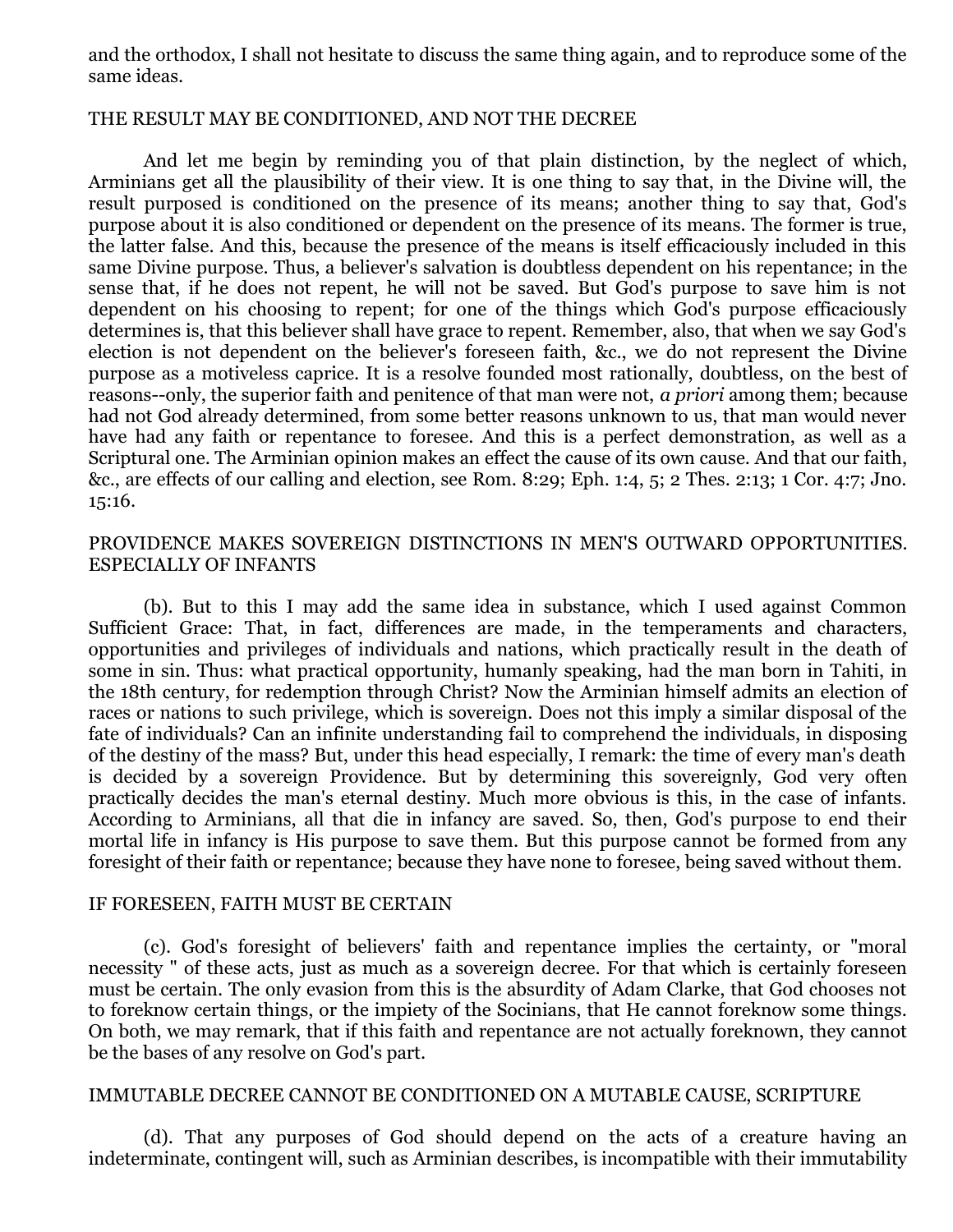and the orthodox, I shall not hesitate to discuss the same thing again, and to reproduce some of the same ideas.

## THE RESULT MAY BE CONDITIONED, AND NOT THE DECREE

And let me begin by reminding you of that plain distinction, by the neglect of which, Arminians get all the plausibility of their view. It is one thing to say that, in the Divine will, the result purposed is conditioned on the presence of its means; another thing to say that, God's purpose about it is also conditioned or dependent on the presence of its means. The former is true, the latter false. And this, because the presence of the means is itself efficaciously included in this same Divine purpose. Thus, a believer's salvation is doubtless dependent on his repentance; in the sense that, if he does not repent, he will not be saved. But God's purpose to save him is not dependent on his choosing to repent; for one of the things which God's purpose efficaciously determines is, that this believer shall have grace to repent. Remember, also, that when we say God's election is not dependent on the believer's foreseen faith, &c., we do not represent the Divine purpose as a motiveless caprice. It is a resolve founded most rationally, doubtless, on the best of reasons--only, the superior faith and penitence of that man were not, *a priori* among them; because had not God already determined, from some better reasons unknown to us, that man would never have had any faith or repentance to foresee. And this is a perfect demonstration, as well as a Scriptural one. The Arminian opinion makes an effect the cause of its own cause. And that our faith, &c., are effects of our calling and election, see Rom. 8:29; Eph. 1:4, 5; 2 Thes. 2:13; 1 Cor. 4:7; Jno. 15:16.

## PROVIDENCE MAKES SOVEREIGN DISTINCTIONS IN MEN'S OUTWARD OPPORTUNITIES. ESPECIALLY OF INFANTS

(b). But to this I may add the same idea in substance, which I used against Common Sufficient Grace: That, in fact, differences are made, in the temperaments and characters, opportunities and privileges of individuals and nations, which practically result in the death of some in sin. Thus: what practical opportunity, humanly speaking, had the man born in Tahiti, in the 18th century, for redemption through Christ? Now the Arminian himself admits an election of races or nations to such privilege, which is sovereign. Does not this imply a similar disposal of the fate of individuals? Can an infinite understanding fail to comprehend the individuals, in disposing of the destiny of the mass? But, under this head especially, I remark: the time of every man's death is decided by a sovereign Providence. But by determining this sovereignly, God very often practically decides the man's eternal destiny. Much more obvious is this, in the case of infants. According to Arminians, all that die in infancy are saved. So, then, God's purpose to end their mortal life in infancy is His purpose to save them. But this purpose cannot be formed from any foresight of their faith or repentance; because they have none to foresee, being saved without them.

## IF FORESEEN, FAITH MUST BE CERTAIN

(c). God's foresight of believers' faith and repentance implies the certainty, or "moral necessity " of these acts, just as much as a sovereign decree. For that which is certainly foreseen must be certain. The only evasion from this is the absurdity of Adam Clarke, that God chooses not to foreknow certain things, or the impiety of the Socinians, that He cannot foreknow some things. On both, we may remark, that if this faith and repentance are not actually foreknown, they cannot be the bases of any resolve on God's part.

## IMMUTABLE DECREE CANNOT BE CONDITIONED ON A MUTABLE CAUSE, SCRIPTURE

(d). That any purposes of God should depend on the acts of a creature having an indeterminate, contingent will, such as Arminian describes, is incompatible with their immutability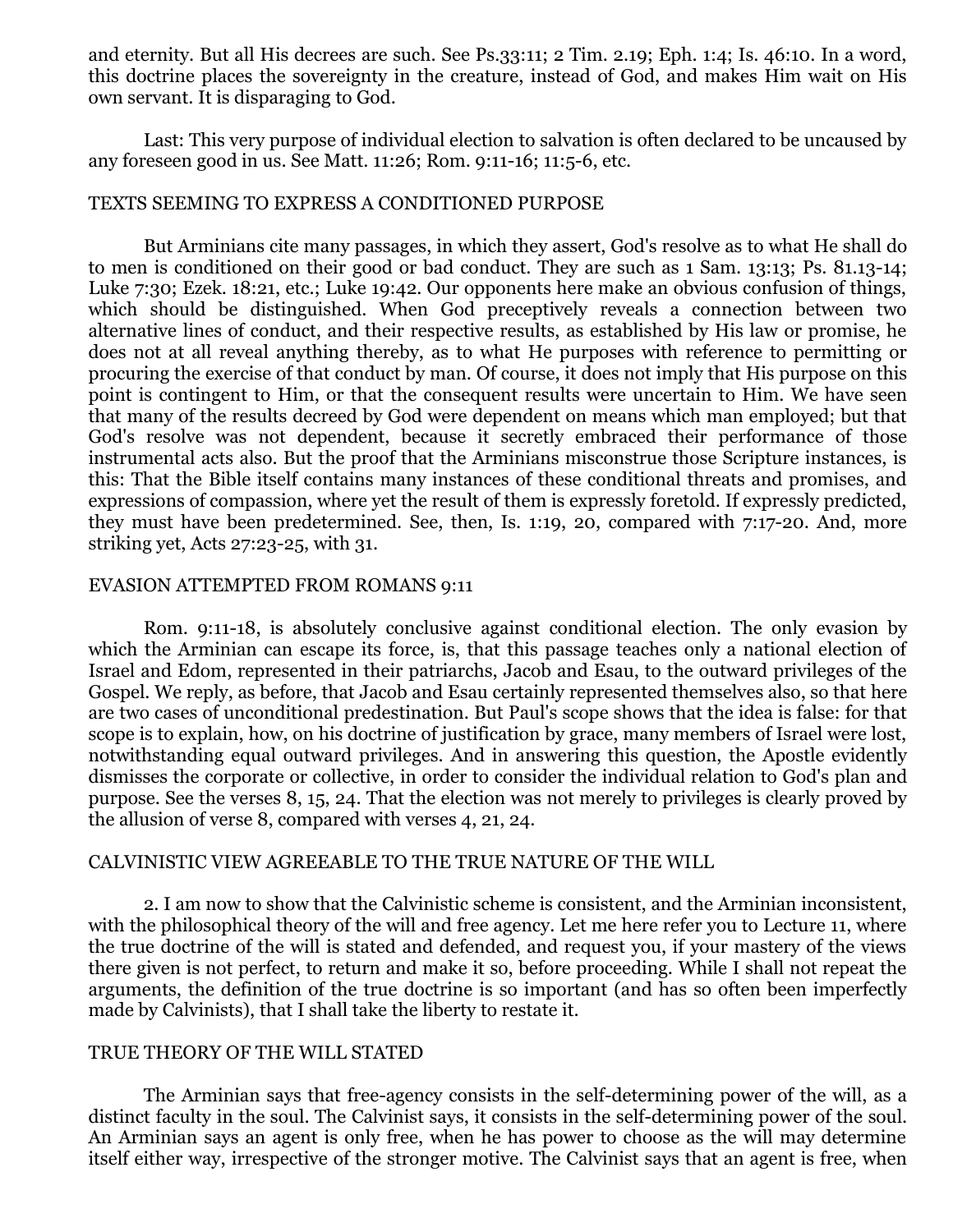and eternity. But all His decrees are such. See Ps.33:11; 2 Tim. 2.19; Eph. 1:4; Is. 46:10. In a word, this doctrine places the sovereignty in the creature, instead of God, and makes Him wait on His own servant. It is disparaging to God.

Last: This very purpose of individual election to salvation is often declared to be uncaused by any foreseen good in us. See Matt. 11:26; Rom. 9:11-16; 11:5-6, etc.

## TEXTS SEEMING TO EXPRESS A CONDITIONED PURPOSE

But Arminians cite many passages, in which they assert, God's resolve as to what He shall do to men is conditioned on their good or bad conduct. They are such as 1 Sam. 13:13; Ps. 81.13-14; Luke 7:30; Ezek. 18:21, etc.; Luke 19:42. Our opponents here make an obvious confusion of things, which should be distinguished. When God preceptively reveals a connection between two alternative lines of conduct, and their respective results, as established by His law or promise, he does not at all reveal anything thereby, as to what He purposes with reference to permitting or procuring the exercise of that conduct by man. Of course, it does not imply that His purpose on this point is contingent to Him, or that the consequent results were uncertain to Him. We have seen that many of the results decreed by God were dependent on means which man employed; but that God's resolve was not dependent, because it secretly embraced their performance of those instrumental acts also. But the proof that the Arminians misconstrue those Scripture instances, is this: That the Bible itself contains many instances of these conditional threats and promises, and expressions of compassion, where yet the result of them is expressly foretold. If expressly predicted, they must have been predetermined. See, then, Is. 1:19, 20, compared with 7:17-20. And, more striking yet, Acts 27:23-25, with 31.

## EVASION ATTEMPTED FROM ROMANS 9:11

Rom. 9:11-18, is absolutely conclusive against conditional election. The only evasion by which the Arminian can escape its force, is, that this passage teaches only a national election of Israel and Edom, represented in their patriarchs, Jacob and Esau, to the outward privileges of the Gospel. We reply, as before, that Jacob and Esau certainly represented themselves also, so that here are two cases of unconditional predestination. But Paul's scope shows that the idea is false: for that scope is to explain, how, on his doctrine of justification by grace, many members of Israel were lost, notwithstanding equal outward privileges. And in answering this question, the Apostle evidently dismisses the corporate or collective, in order to consider the individual relation to God's plan and purpose. See the verses 8, 15, 24. That the election was not merely to privileges is clearly proved by the allusion of verse 8, compared with verses 4, 21, 24.

## CALVINISTIC VIEW AGREEABLE TO THE TRUE NATURE OF THE WILL

2. I am now to show that the Calvinistic scheme is consistent, and the Arminian inconsistent, with the philosophical theory of the will and free agency. Let me here refer you to Lecture 11, where the true doctrine of the will is stated and defended, and request you, if your mastery of the views there given is not perfect, to return and make it so, before proceeding. While I shall not repeat the arguments, the definition of the true doctrine is so important (and has so often been imperfectly made by Calvinists), that I shall take the liberty to restate it.

## TRUE THEORY OF THE WILL STATED

The Arminian says that free-agency consists in the self-determining power of the will, as a distinct faculty in the soul. The Calvinist says, it consists in the self-determining power of the soul. An Arminian says an agent is only free, when he has power to choose as the will may determine itself either way, irrespective of the stronger motive. The Calvinist says that an agent is free, when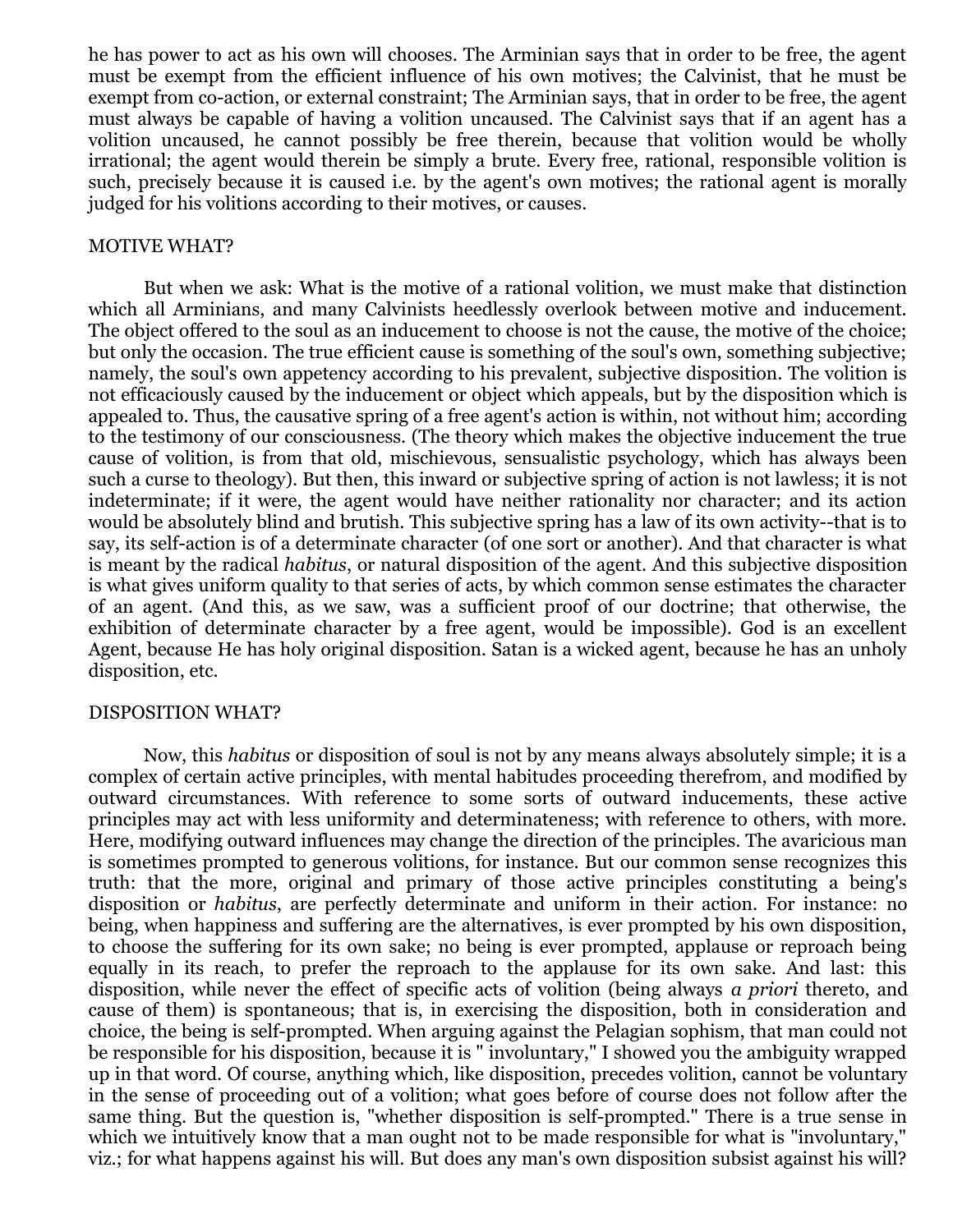he has power to act as his own will chooses. The Arminian says that in order to be free, the agent must be exempt from the efficient influence of his own motives; the Calvinist, that he must be exempt from co-action, or external constraint; The Arminian says, that in order to be free, the agent must always be capable of having a volition uncaused. The Calvinist says that if an agent has a volition uncaused, he cannot possibly be free therein, because that volition would be wholly irrational; the agent would therein be simply a brute. Every free, rational, responsible volition is such, precisely because it is caused i.e. by the agent's own motives; the rational agent is morally judged for his volitions according to their motives, or causes.

## MOTIVE WHAT?

But when we ask: What is the motive of a rational volition, we must make that distinction which all Arminians, and many Calvinists heedlessly overlook between motive and inducement. The object offered to the soul as an inducement to choose is not the cause, the motive of the choice; but only the occasion. The true efficient cause is something of the soul's own, something subjective; namely, the soul's own appetency according to his prevalent, subjective disposition. The volition is not efficaciously caused by the inducement or object which appeals, but by the disposition which is appealed to. Thus, the causative spring of a free agent's action is within, not without him; according to the testimony of our consciousness. (The theory which makes the objective inducement the true cause of volition, is from that old, mischievous, sensualistic psychology, which has always been such a curse to theology). But then, this inward or subjective spring of action is not lawless; it is not indeterminate; if it were, the agent would have neither rationality nor character; and its action would be absolutely blind and brutish. This subjective spring has a law of its own activity--that is to say, its self-action is of a determinate character (of one sort or another). And that character is what is meant by the radical *habitus*, or natural disposition of the agent. And this subjective disposition is what gives uniform quality to that series of acts, by which common sense estimates the character of an agent. (And this, as we saw, was a sufficient proof of our doctrine; that otherwise, the exhibition of determinate character by a free agent, would be impossible). God is an excellent Agent, because He has holy original disposition. Satan is a wicked agent, because he has an unholy disposition, etc.

## DISPOSITION WHAT?

Now, this *habitus* or disposition of soul is not by any means always absolutely simple; it is a complex of certain active principles, with mental habitudes proceeding therefrom, and modified by outward circumstances. With reference to some sorts of outward inducements, these active principles may act with less uniformity and determinateness; with reference to others, with more. Here, modifying outward influences may change the direction of the principles. The avaricious man is sometimes prompted to generous volitions, for instance. But our common sense recognizes this truth: that the more, original and primary of those active principles constituting a being's disposition or *habitus*, are perfectly determinate and uniform in their action. For instance: no being, when happiness and suffering are the alternatives, is ever prompted by his own disposition, to choose the suffering for its own sake; no being is ever prompted, applause or reproach being equally in its reach, to prefer the reproach to the applause for its own sake. And last: this disposition, while never the effect of specific acts of volition (being always *a priori* thereto, and cause of them) is spontaneous; that is, in exercising the disposition, both in consideration and choice, the being is self-prompted. When arguing against the Pelagian sophism, that man could not be responsible for his disposition, because it is " involuntary," I showed you the ambiguity wrapped up in that word. Of course, anything which, like disposition, precedes volition, cannot be voluntary in the sense of proceeding out of a volition; what goes before of course does not follow after the same thing. But the question is, "whether disposition is self-prompted." There is a true sense in which we intuitively know that a man ought not to be made responsible for what is "involuntary," viz.; for what happens against his will. But does any man's own disposition subsist against his will?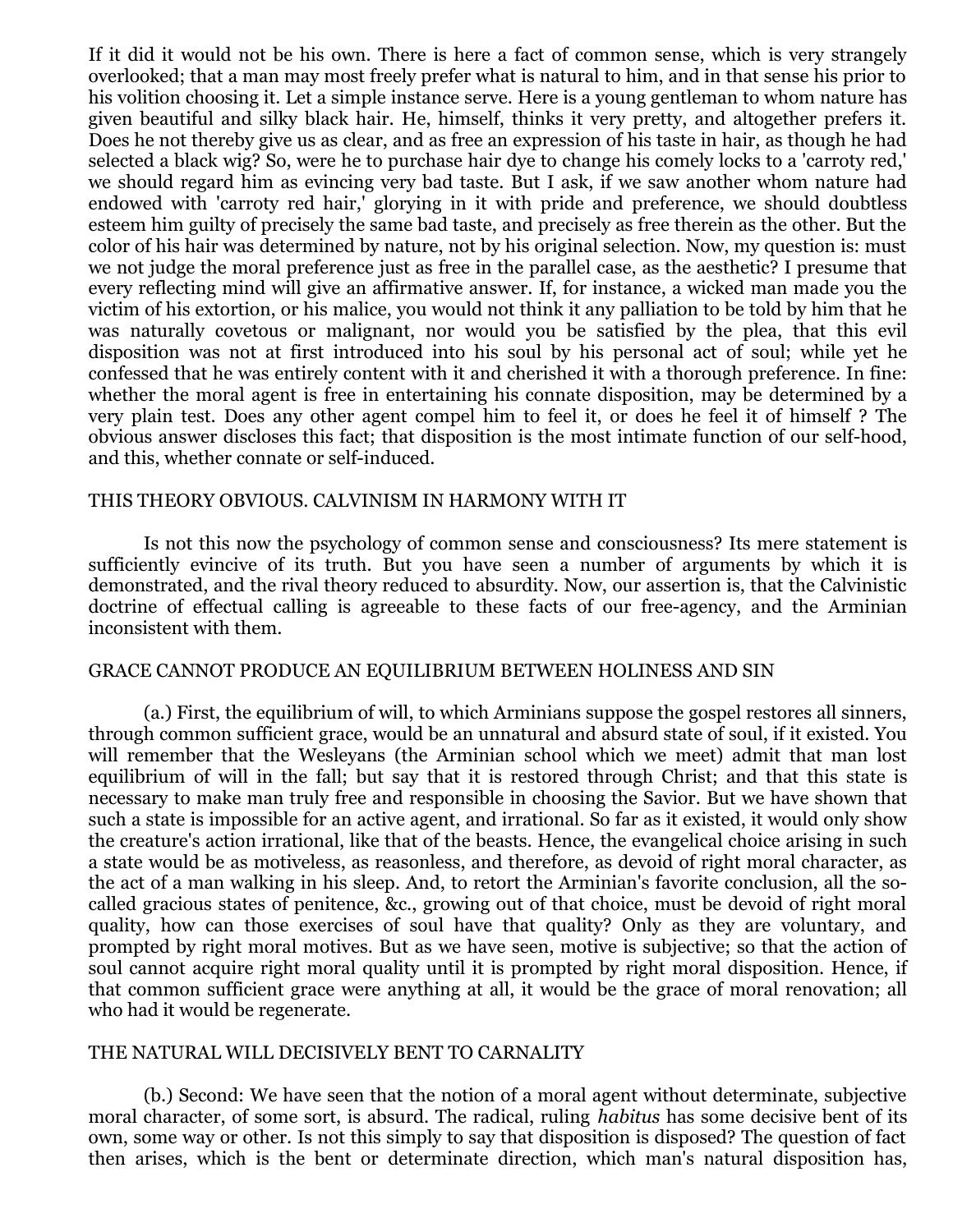If it did it would not be his own. There is here a fact of common sense, which is very strangely overlooked; that a man may most freely prefer what is natural to him, and in that sense his prior to his volition choosing it. Let a simple instance serve. Here is a young gentleman to whom nature has given beautiful and silky black hair. He, himself, thinks it very pretty, and altogether prefers it. Does he not thereby give us as clear, and as free an expression of his taste in hair, as though he had selected a black wig? So, were he to purchase hair dye to change his comely locks to a 'carroty red,' we should regard him as evincing very bad taste. But I ask, if we saw another whom nature had endowed with 'carroty red hair,' glorying in it with pride and preference, we should doubtless esteem him guilty of precisely the same bad taste, and precisely as free therein as the other. But the color of his hair was determined by nature, not by his original selection. Now, my question is: must we not judge the moral preference just as free in the parallel case, as the aesthetic? I presume that every reflecting mind will give an affirmative answer. If, for instance, a wicked man made you the victim of his extortion, or his malice, you would not think it any palliation to be told by him that he was naturally covetous or malignant, nor would you be satisfied by the plea, that this evil disposition was not at first introduced into his soul by his personal act of soul; while yet he confessed that he was entirely content with it and cherished it with a thorough preference. In fine: whether the moral agent is free in entertaining his connate disposition, may be determined by a very plain test. Does any other agent compel him to feel it, or does he feel it of himself ? The obvious answer discloses this fact; that disposition is the most intimate function of our self-hood, and this, whether connate or self-induced.

### THIS THEORY OBVIOUS. CALVINISM IN HARMONY WITH IT

Is not this now the psychology of common sense and consciousness? Its mere statement is sufficiently evincive of its truth. But you have seen a number of arguments by which it is demonstrated, and the rival theory reduced to absurdity. Now, our assertion is, that the Calvinistic doctrine of effectual calling is agreeable to these facts of our free-agency, and the Arminian inconsistent with them.

### GRACE CANNOT PRODUCE AN EQUILIBRIUM BETWEEN HOLINESS AND SIN

(a.) First, the equilibrium of will, to which Arminians suppose the gospel restores all sinners, through common sufficient grace, would be an unnatural and absurd state of soul, if it existed. You will remember that the Wesleyans (the Arminian school which we meet) admit that man lost equilibrium of will in the fall; but say that it is restored through Christ; and that this state is necessary to make man truly free and responsible in choosing the Savior. But we have shown that such a state is impossible for an active agent, and irrational. So far as it existed, it would only show the creature's action irrational, like that of the beasts. Hence, the evangelical choice arising in such a state would be as motiveless, as reasonless, and therefore, as devoid of right moral character, as the act of a man walking in his sleep. And, to retort the Arminian's favorite conclusion, all the so-called gracious states of penitence, &c., growing out of that choice, must be devoid of right moral quality, how can those exercises of soul have that quality? Only as they are voluntary, and prompted by right moral motives. But as we have seen, motive is subjective; so that the action of soul cannot acquire right moral quality until it is prompted by right moral disposition. Hence, if that common sufficient grace were anything at all, it would be the grace of moral renovation; all who had it would be regenerate.

### THE NATURAL WILL DECISIVELY BENT TO CARNALITY

(b.) Second: We have seen that the notion of a moral agent without determinate, subjective moral character, of some sort, is absurd. The radical, ruling *habitus* has some decisive bent of its own, some way or other. Is not this simply to say that disposition is disposed? The question of fact then arises, which is the bent or determinate direction, which man's natural disposition has,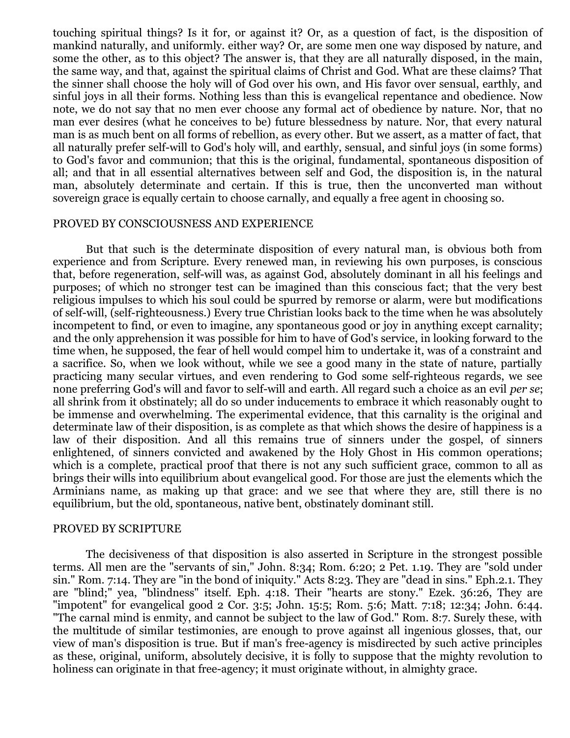touching spiritual things? Is it for, or against it? Or, as a question of fact, is the disposition of mankind naturally, and uniformly. either way? Or, are some men one way disposed by nature, and some the other, as to this object? The answer is, that they are all naturally disposed, in the main, the same way, and that, against the spiritual claims of Christ and God. What are these claims? That the sinner shall choose the holy will of God over his own, and His favor over sensual, earthly, and sinful joys in all their forms. Nothing less than this is evangelical repentance and obedience. Now note, we do not say that no men ever choose any formal act of obedience by nature. Nor, that no man ever desires (what he conceives to be) future blessedness by nature. Nor, that every natural man is as much bent on all forms of rebellion, as every other. But we assert, as a matter of fact, that all naturally prefer self-will to God's holy will, and earthly, sensual, and sinful joys (in some forms) to God's favor and communion; that this is the original, fundamental, spontaneous disposition of all; and that in all essential alternatives between self and God, the disposition is, in the natural man, absolutely determinate and certain. If this is true, then the unconverted man without sovereign grace is equally certain to choose carnally, and equally a free agent in choosing so.

## PROVED BY CONSCIOUSNESS AND EXPERIENCE

But that such is the determinate disposition of every natural man, is obvious both from experience and from Scripture. Every renewed man, in reviewing his own purposes, is conscious that, before regeneration, self-will was, as against God, absolutely dominant in all his feelings and purposes; of which no stronger test can be imagined than this conscious fact; that the very best religious impulses to which his soul could be spurred by remorse or alarm, were but modifications of self-will, (self-righteousness.) Every true Christian looks back to the time when he was absolutely incompetent to find, or even to imagine, any spontaneous good or joy in anything except carnality; and the only apprehension it was possible for him to have of God's service, in looking forward to the time when, he supposed, the fear of hell would compel him to undertake it, was of a constraint and a sacrifice. So, when we look without, while we see a good many in the state of nature, partially practicing many secular virtues, and even rendering to God some self-righteous regards, we see none preferring God's will and favor to self-will and earth. All regard such a choice as an evil *per se*; all shrink from it obstinately; all do so under inducements to embrace it which reasonably ought to be immense and overwhelming. The experimental evidence, that this carnality is the original and determinate law of their disposition, is as complete as that which shows the desire of happiness is a law of their disposition. And all this remains true of sinners under the gospel, of sinners enlightened, of sinners convicted and awakened by the Holy Ghost in His common operations; which is a complete, practical proof that there is not any such sufficient grace, common to all as brings their wills into equilibrium about evangelical good. For those are just the elements which the Arminians name, as making up that grace: and we see that where they are, still there is no equilibrium, but the old, spontaneous, native bent, obstinately dominant still.

## PROVED BY SCRIPTURE

The decisiveness of that disposition is also asserted in Scripture in the strongest possible terms. All men are the "servants of sin," John. 8:34; Rom. 6:20; 2 Pet. 1.19. They are "sold under sin." Rom. 7:14. They are "in the bond of iniquity." Acts 8:23. They are "dead in sins." Eph.2.1. They are "blind;" yea, "blindness" itself. Eph. 4:18. Their "hearts are stony." Ezek. 36:26, They are "impotent" for evangelical good 2 Cor. 3:5; John. 15:5; Rom. 5:6; Matt. 7:18; 12:34; John. 6:44. "The carnal mind is enmity, and cannot be subject to the law of God." Rom. 8:7. Surely these, with the multitude of similar testimonies, are enough to prove against all ingenious glosses, that, our view of man's disposition is true. But if man's free-agency is misdirected by such active principles as these, original, uniform, absolutely decisive, it is folly to suppose that the mighty revolution to holiness can originate in that free-agency; it must originate without, in almighty grace.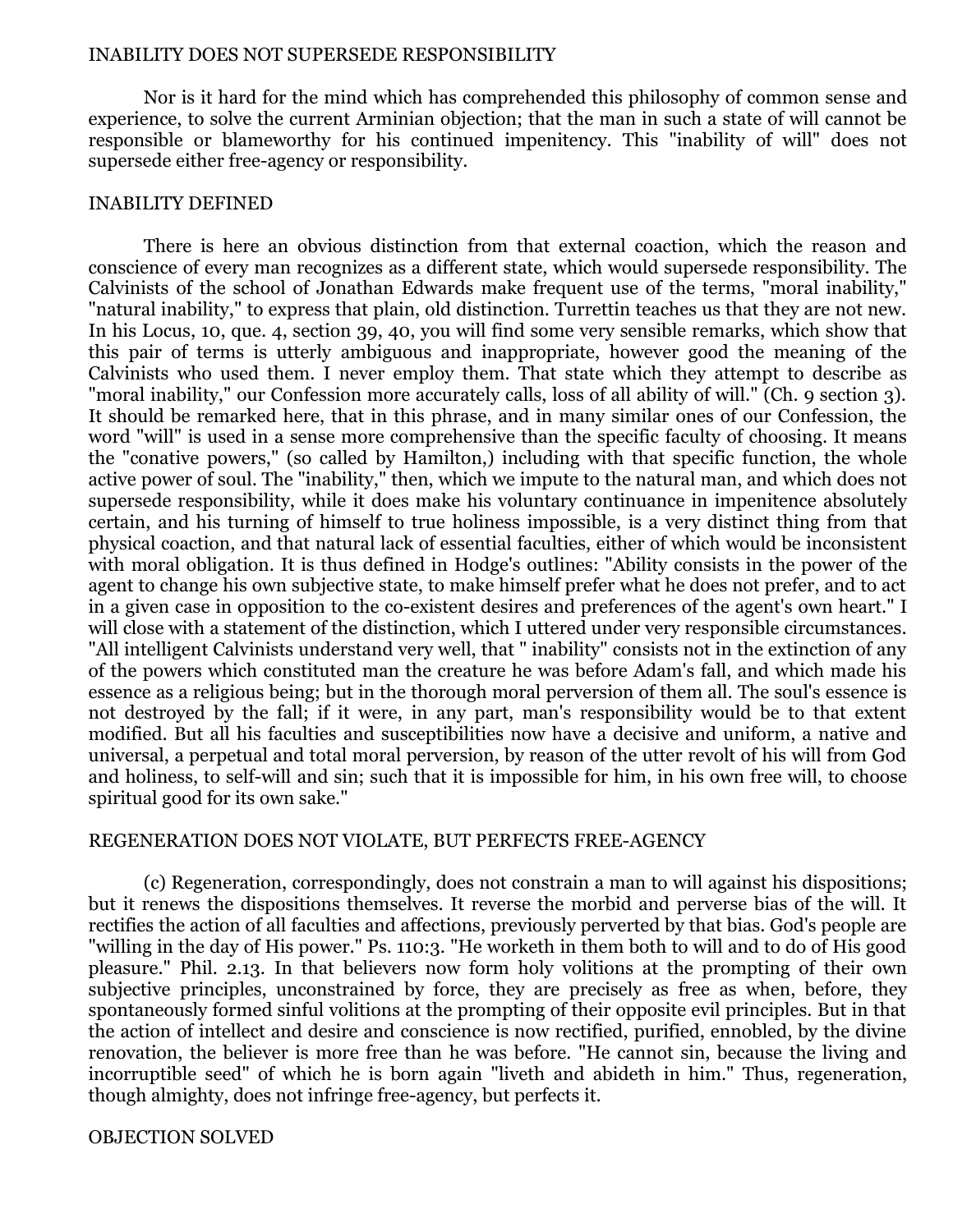## INABILITY DOES NOT SUPERSEDE RESPONSIBILITY

Nor is it hard for the mind which has comprehended this philosophy of common sense and experience, to solve the current Arminian objection; that the man in such a state of will cannot be responsible or blameworthy for his continued impenitency. This "inability of will" does not supersede either free-agency or responsibility.

## INABILITY DEFINED

There is here an obvious distinction from that external coaction, which the reason and conscience of every man recognizes as a different state, which would supersede responsibility. The Calvinists of the school of Jonathan Edwards make frequent use of the terms, "moral inability," "natural inability," to express that plain, old distinction. Turrettin teaches us that they are not new. In his Locus, 10, que. 4, section 39, 40, you will find some very sensible remarks, which show that this pair of terms is utterly ambiguous and inappropriate, however good the meaning of the Calvinists who used them. I never employ them. That state which they attempt to describe as "moral inability," our Confession more accurately calls, loss of all ability of will." (Ch. 9 section 3). It should be remarked here, that in this phrase, and in many similar ones of our Confession, the word "will" is used in a sense more comprehensive than the specific faculty of choosing. It means the "conative powers," (so called by Hamilton,) including with that specific function, the whole active power of soul. The "inability," then, which we impute to the natural man, and which does not supersede responsibility, while it does make his voluntary continuance in impenitence absolutely certain, and his turning of himself to true holiness impossible, is a very distinct thing from that physical coaction, and that natural lack of essential faculties, either of which would be inconsistent with moral obligation. It is thus defined in Hodge's outlines: "Ability consists in the power of the agent to change his own subjective state, to make himself prefer what he does not prefer, and to act in a given case in opposition to the co-existent desires and preferences of the agent's own heart." I will close with a statement of the distinction, which I uttered under very responsible circumstances. "All intelligent Calvinists understand very well, that " inability" consists not in the extinction of any of the powers which constituted man the creature he was before Adam's fall, and which made his essence as a religious being; but in the thorough moral perversion of them all. The soul's essence is not destroyed by the fall; if it were, in any part, man's responsibility would be to that extent modified. But all his faculties and susceptibilities now have a decisive and uniform, a native and universal, a perpetual and total moral perversion, by reason of the utter revolt of his will from God and holiness, to self-will and sin; such that it is impossible for him, in his own free will, to choose spiritual good for its own sake."

## REGENERATION DOES NOT VIOLATE, BUT PERFECTS FREE-AGENCY

(c) Regeneration, correspondingly, does not constrain a man to will against his dispositions; but it renews the dispositions themselves. It reverse the morbid and perverse bias of the will. It rectifies the action of all faculties and affections, previously perverted by that bias. God's people are "willing in the day of His power." Ps. 110:3. "He worketh in them both to will and to do of His good pleasure." Phil. 2.13. In that believers now form holy volitions at the prompting of their own subjective principles, unconstrained by force, they are precisely as free as when, before, they spontaneously formed sinful volitions at the prompting of their opposite evil principles. But in that the action of intellect and desire and conscience is now rectified, purified, ennobled, by the divine renovation, the believer is more free than he was before. "He cannot sin, because the living and incorruptible seed" of which he is born again "liveth and abideth in him." Thus, regeneration, though almighty, does not infringe free-agency, but perfects it.

## OBJECTION SOLVED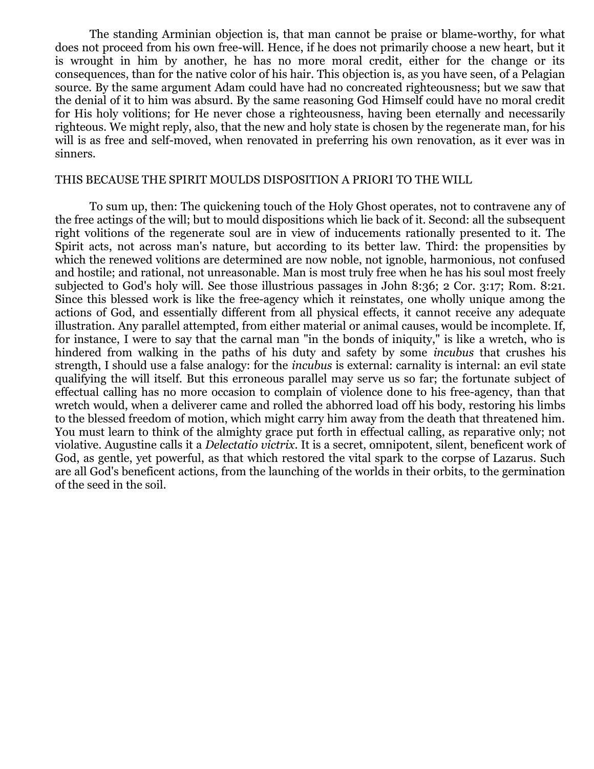The standing Arminian objection is, that man cannot be praise or blame-worthy, for what does not proceed from his own free-will. Hence, if he does not primarily choose a new heart, but it is wrought in him by another, he has no more moral credit, either for the change or its consequences, than for the native color of his hair. This objection is, as you have seen, of a Pelagian source. By the same argument Adam could have had no concreated righteousness; but we saw that the denial of it to him was absurd. By the same reasoning God Himself could have no moral credit for His holy volitions; for He never chose a righteousness, having been eternally and necessarily righteous. We might reply, also, that the new and holy state is chosen by the regenerate man, for his will is as free and self-moved, when renovated in preferring his own renovation, as it ever was in sinners.

## THIS BECAUSE THE SPIRIT MOULDS DISPOSITION A PRIORI TO THE WILL

To sum up, then: The quickening touch of the Holy Ghost operates, not to contravene any of the free actings of the will; but to mould dispositions which lie back of it. Second: all the subsequent right volitions of the regenerate soul are in view of inducements rationally presented to it. The Spirit acts, not across man's nature, but according to its better law. Third: the propensities by which the renewed volitions are determined are now noble, not ignoble, harmonious, not confused and hostile; and rational, not unreasonable. Man is most truly free when he has his soul most freely subjected to God's holy will. See those illustrious passages in John 8:36; 2 Cor. 3:17; Rom. 8:21. Since this blessed work is like the free-agency which it reinstates, one wholly unique among the actions of God, and essentially different from all physical effects, it cannot receive any adequate illustration. Any parallel attempted, from either material or animal causes, would be incomplete. If, for instance, I were to say that the carnal man "in the bonds of iniquity," is like a wretch, who is hindered from walking in the paths of his duty and safety by some *incubus* that crushes his strength, I should use a false analogy: for the *incubus* is external: carnality is internal: an evil state qualifying the will itself. But this erroneous parallel may serve us so far; the fortunate subject of effectual calling has no more occasion to complain of violence done to his free-agency, than that wretch would, when a deliverer came and rolled the abhorred load off his body, restoring his limbs to the blessed freedom of motion, which might carry him away from the death that threatened him. You must learn to think of the almighty grace put forth in effectual calling, as reparative only; not violative. Augustine calls it a *Delectatio victrix*. It is a secret, omnipotent, silent, beneficent work of God, as gentle, yet powerful, as that which restored the vital spark to the corpse of Lazarus. Such are all God's beneficent actions, from the launching of the worlds in their orbits, to the germination of the seed in the soil.